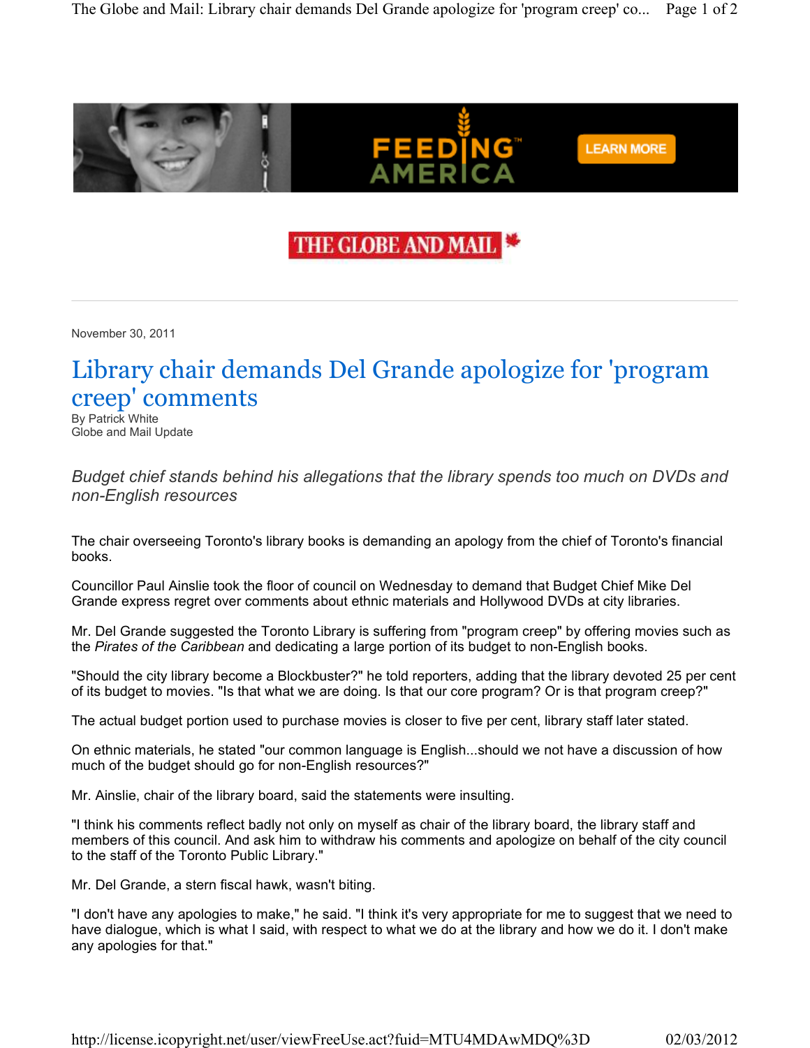THE GLOBE AND MAIL

November 30, 2011

# Library chair demands Del Grande apologize for 'program creep' comments

By Patrick White
Globe and Mail Update

*Budget chief stands behind his allegations that the library spends too much on DVDs and non-English resources*

The chair overseeing Toronto's library books is demanding an apology from the chief of Toronto's financial books.

Councillor Paul Ainslie took the floor of council on Wednesday to demand that Budget Chief Mike Del Grande express regret over comments about ethnic materials and Hollywood DVDs at city libraries.

Mr. Del Grande suggested the Toronto Library is suffering from "program creep" by offering movies such as the *Pirates of the Caribbean* and dedicating a large portion of its budget to non-English books.

"Should the city library become a Blockbuster?" he told reporters, adding that the library devoted 25 per cent of its budget to movies. "Is that what we are doing. Is that our core program? Or is that program creep?"

The actual budget portion used to purchase movies is closer to five per cent, library staff later stated.

On ethnic materials, he stated "our common language is English...should we not have a discussion of how much of the budget should go for non-English resources?"

Mr. Ainslie, chair of the library board, said the statements were insulting.

"I think his comments reflect badly not only on myself as chair of the library board, the library staff and members of this council. And ask him to withdraw his comments and apologize on behalf of the city council to the staff of the Toronto Public Library."

Mr. Del Grande, a stern fiscal hawk, wasn't biting.

"I don't have any apologies to make," he said. "I think it's very appropriate for me to suggest that we need to have dialogue, which is what I said, with respect to what we do at the library and how we do it. I don't make any apologies for that."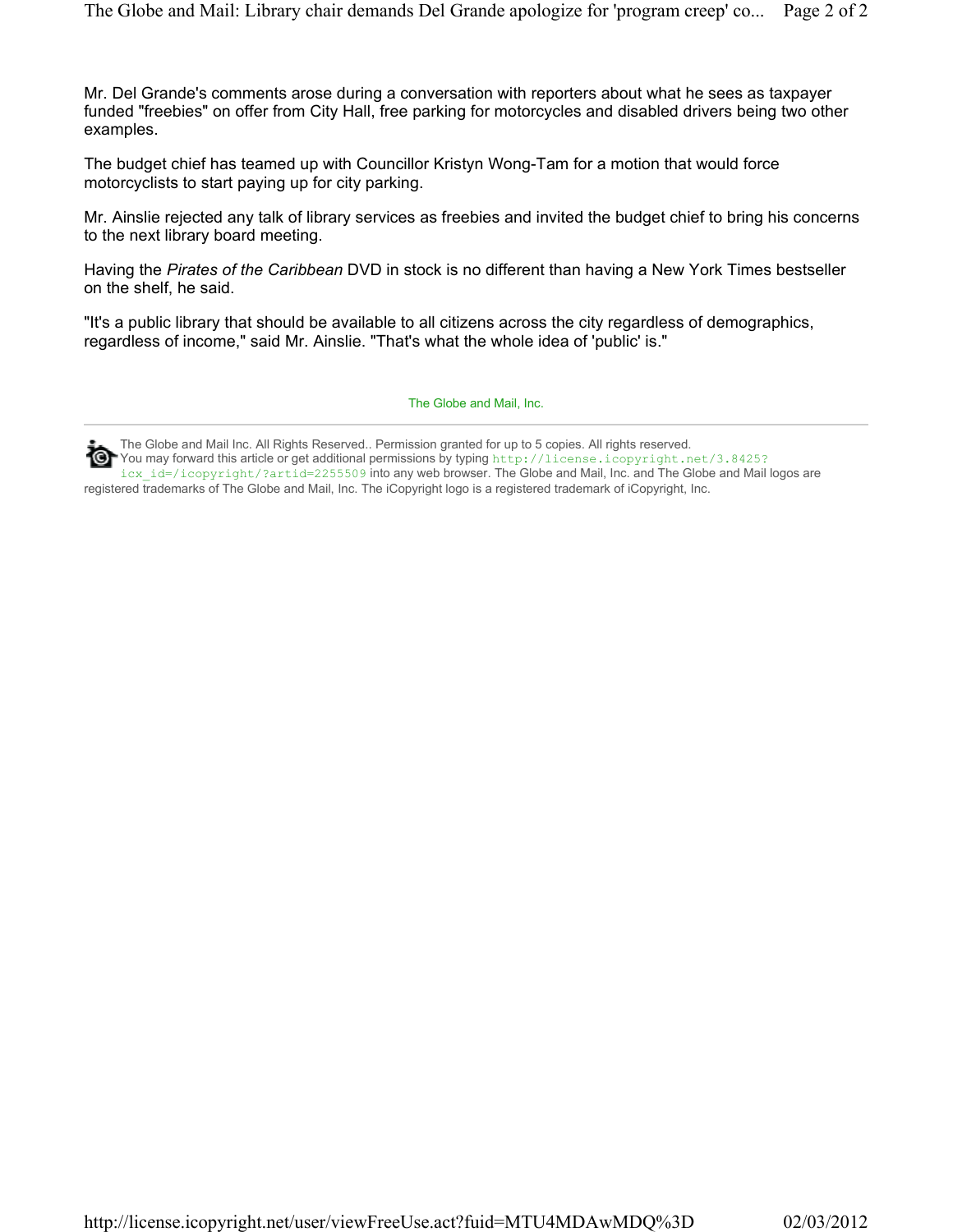Mr. Del Grande's comments arose during a conversation with reporters about what he sees as taxpayer funded "freebies" on offer from City Hall, free parking for motorcycles and disabled drivers being two other examples.

The budget chief has teamed up with Councillor Kristyn Wong-Tam for a motion that would force motorcyclists to start paying up for city parking.

Mr. Ainslie rejected any talk of library services as freebies and invited the budget chief to bring his concerns to the next library board meeting.

Having the *Pirates of the Caribbean* DVD in stock is no different than having a New York Times bestseller on the shelf, he said.

"It's a public library that should be available to all citizens across the city regardless of demographics, regardless of income," said Mr. Ainslie. "That's what the whole idea of 'public' is."

The Globe and Mail, Inc.

---

The Globe and Mail Inc. All Rights Reserved.. Permission granted for up to 5 copies. All rights reserved.
You may forward this article or get additional permissions by typing `http://license.icopyright.net/3.8425?icx_id=/icopyright/?artid=2255509` into any web browser. The Globe and Mail, Inc. and The Globe and Mail logos are registered trademarks of The Globe and Mail, Inc. The iCopyright logo is a registered trademark of iCopyright, Inc.